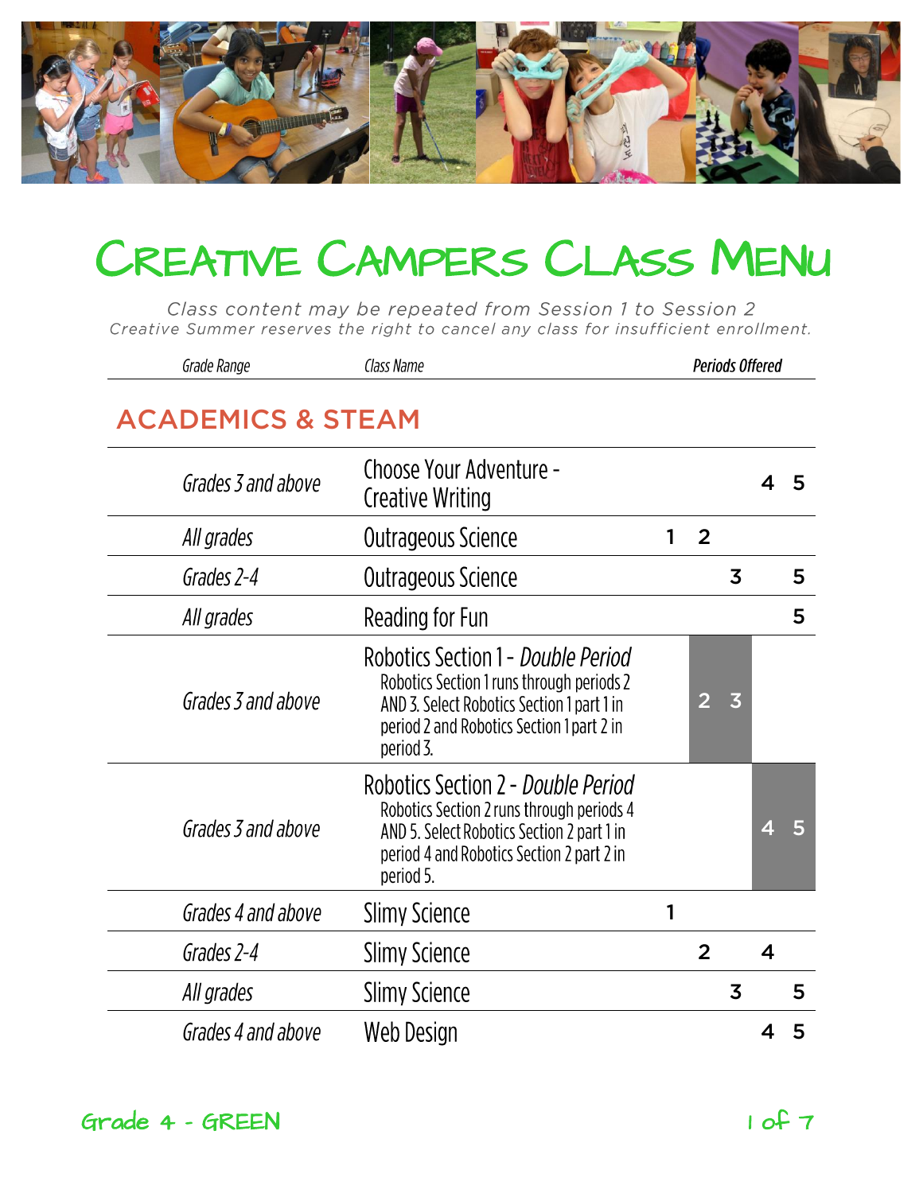# Creative Campers Class Menu

*Class content may be repeated from Session 1 to Session 2*
*Creative Summer reserves the right to cancel any class for insufficient enrollment.*

## ACADEMICS & STEAM

| Grade Range | Class Name | 1 | 2 | 3 | 4 | 5 |
|---|---|---|---|---|---|---|
| *Grades 3 and above* | Choose Your Adventure - Creative Writing | | | | 4 | 5 |
| *All grades* | Outrageous Science | 1 | 2 | | | |
| *Grades 2-4* | Outrageous Science | | | 3 | | 5 |
| *All grades* | Reading for Fun | | | | | 5 |
| *Grades 3 and above* | Robotics Section 1 - *Double Period*<br>Robotics Section 1 runs through periods 2 AND 3. Select Robotics Section 1 part 1 in period 2 and Robotics Section 1 part 2 in period 3. | | 2 | 3 | | |
| *Grades 3 and above* | Robotics Section 2 - *Double Period*<br>Robotics Section 2 runs through periods 4 AND 5. Select Robotics Section 2 part 1 in period 4 and Robotics Section 2 part 2 in period 5. | | | | 4 | 5 |
| *Grades 4 and above* | Slimy Science | 1 | | | | |
| *Grades 2-4* | Slimy Science | | 2 | | 4 | |
| *All grades* | Slimy Science | | | 3 | | 5 |
| *Grades 4 and above* | Web Design | | | | 4 | 5 |

Grade 4 - GREEN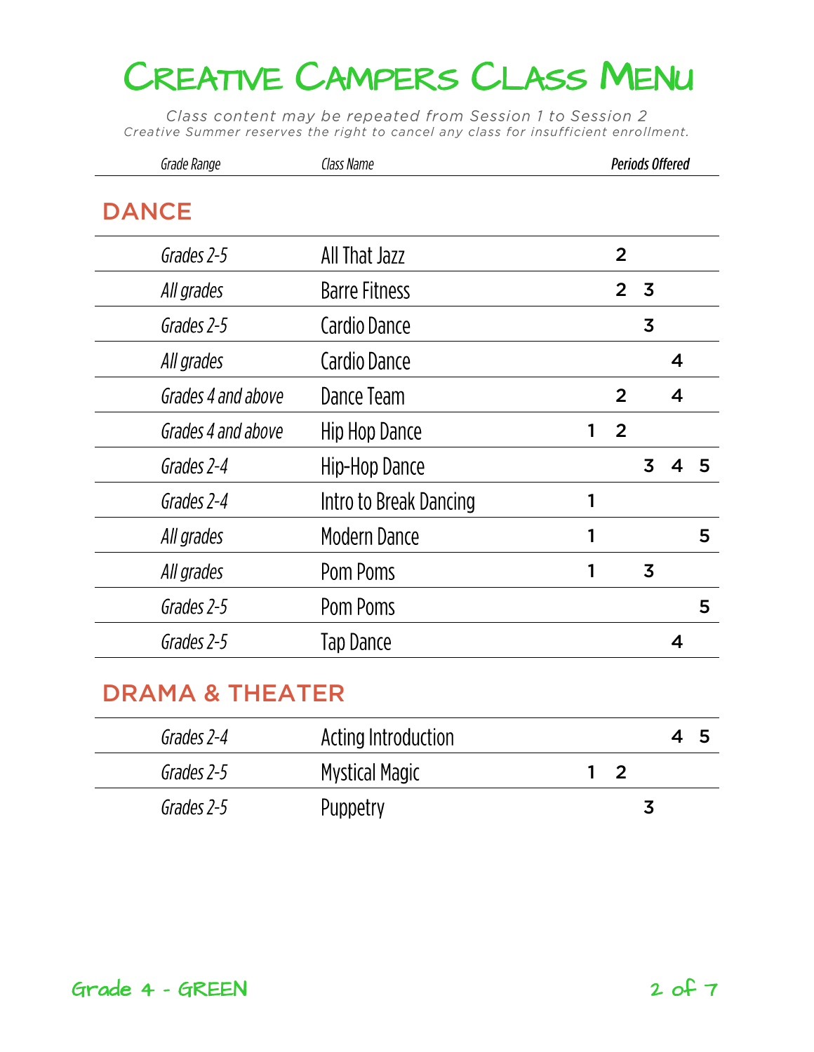# Creative Campers Class Menu

*Class content may be repeated from Session 1 to Session 2*
*Creative Summer reserves the right to cancel any class for insufficient enrollment.*

## DANCE

| Grade Range | Class Name | Periods Offered | | | | |
|---|---|---|---|---|---|---|
| *Grades 2-5* | All That Jazz | | 2 | | | |
| *All grades* | Barre Fitness | | 2 | 3 | | |
| *Grades 2-5* | Cardio Dance | | | 3 | | |
| *All grades* | Cardio Dance | | | | 4 | |
| *Grades 4 and above* | Dance Team | | 2 | | 4 | |
| *Grades 4 and above* | Hip Hop Dance | 1 | 2 | | | |
| *Grades 2-4* | Hip-Hop Dance | | | 3 | 4 | 5 |
| *Grades 2-4* | Intro to Break Dancing | 1 | | | | |
| *All grades* | Modern Dance | 1 | | | | 5 |
| *All grades* | Pom Poms | 1 | | 3 | | |
| *Grades 2-5* | Pom Poms | | | | | 5 |
| *Grades 2-5* | Tap Dance | | | | 4 | |

## DRAMA & THEATER

| Grade Range | Class Name | Periods Offered | | | | |
|---|---|---|---|---|---|---|
| *Grades 2-4* | Acting Introduction | | | | 4 | 5 |
| *Grades 2-5* | Mystical Magic | 1 | 2 | | | |
| *Grades 2-5* | Puppetry | | | 3 | | |

Grade 4 - GREEN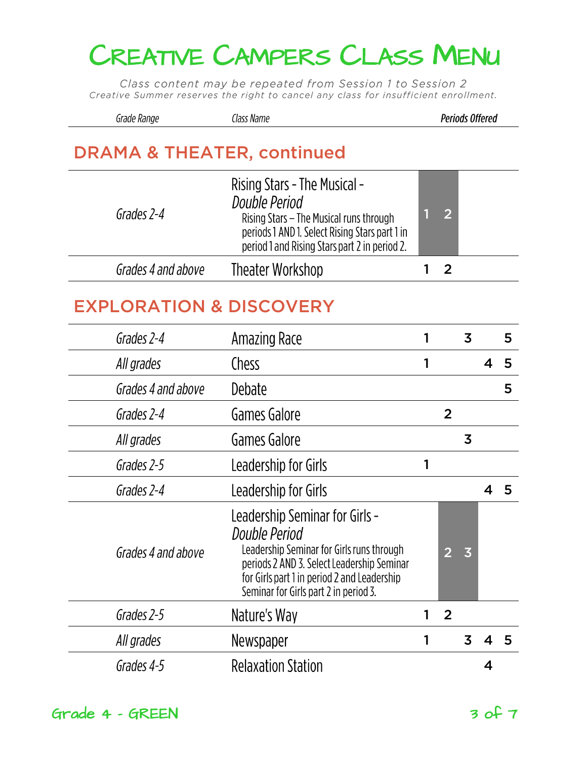# Creative Campers Class Menu

*Class content may be repeated from Session 1 to Session 2*
*Creative Summer reserves the right to cancel any class for insufficient enrollment.*

| Grade Range | Class Name | Periods Offered | | | | |
|---|---|---|---|---|---|---|

## DRAMA & THEATER, continued

| Grade Range | Class Name | 1 | 2 | 3 | 4 | 5 |
|---|---|---|---|---|---|---|
| *Grades 2-4* | Rising Stars - The Musical - *Double Period*<br>Rising Stars – The Musical runs through periods 1 AND 1. Select Rising Stars part 1 in period 1 and Rising Stars part 2 in period 2. | 1 | 2 | | | |
| *Grades 4 and above* | Theater Workshop | 1 | 2 | | | |

## EXPLORATION & DISCOVERY

| Grade Range | Class Name | 1 | 2 | 3 | 4 | 5 |
|---|---|---|---|---|---|---|
| *Grades 2-4* | Amazing Race | 1 | | 3 | | 5 |
| *All grades* | Chess | 1 | | | 4 | 5 |
| *Grades 4 and above* | Debate | | | | | 5 |
| *Grades 2-4* | Games Galore | | 2 | | | |
| *All grades* | Games Galore | | | 3 | | |
| *Grades 2-5* | Leadership for Girls | 1 | | | | |
| *Grades 2-4* | Leadership for Girls | | | | 4 | 5 |
| *Grades 4 and above* | Leadership Seminar for Girls - *Double Period*<br>Leadership Seminar for Girls runs through periods 2 AND 3. Select Leadership Seminar for Girls part 1 in period 2 and Leadership Seminar for Girls part 2 in period 3. | | 2 | 3 | | |
| *Grades 2-5* | Nature's Way | 1 | 2 | | | |
| *All grades* | Newspaper | 1 | | 3 | 4 | 5 |
| *Grades 4-5* | Relaxation Station | | | | 4 | |

Grade 4 - GREEN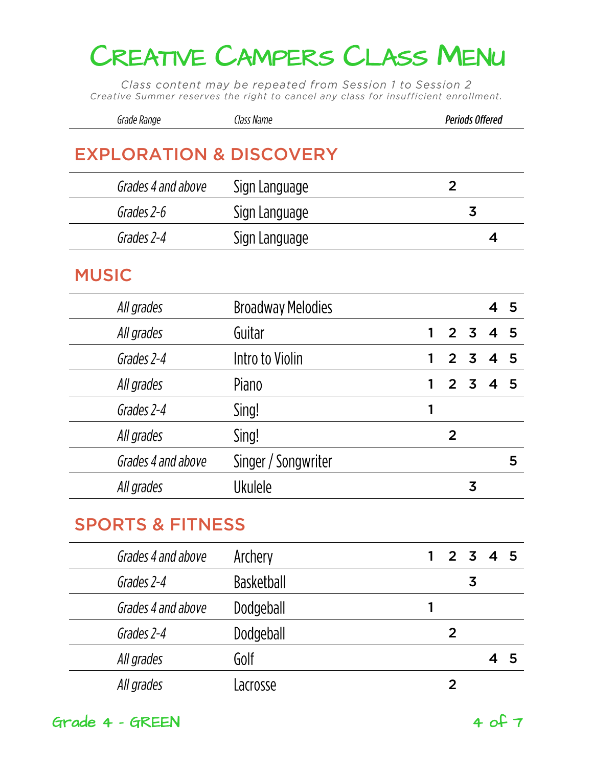# Creative Campers Class Menu

*Class content may be repeated from Session 1 to Session 2*
*Creative Summer reserves the right to cancel any class for insufficient enrollment.*

## EXPLORATION & DISCOVERY

| Grade Range | Class Name | 1 | 2 | 3 | 4 | 5 |
|---|---|---|---|---|---|---|
| Grades 4 and above | Sign Language | | 2 | | | |
| Grades 2-6 | Sign Language | | | 3 | | |
| Grades 2-4 | Sign Language | | | | 4 | |

## MUSIC

| Grade Range | Class Name | 1 | 2 | 3 | 4 | 5 |
|---|---|---|---|---|---|---|
| All grades | Broadway Melodies | | | | 4 | 5 |
| All grades | Guitar | 1 | 2 | 3 | 4 | 5 |
| Grades 2-4 | Intro to Violin | 1 | 2 | 3 | 4 | 5 |
| All grades | Piano | 1 | 2 | 3 | 4 | 5 |
| Grades 2-4 | Sing! | 1 | | | | |
| All grades | Sing! | | 2 | | | |
| Grades 4 and above | Singer / Songwriter | | | | | 5 |
| All grades | Ukulele | | | 3 | | |

## SPORTS & FITNESS

| Grade Range | Class Name | 1 | 2 | 3 | 4 | 5 |
|---|---|---|---|---|---|---|
| Grades 4 and above | Archery | 1 | 2 | 3 | 4 | 5 |
| Grades 2-4 | Basketball | | | 3 | | |
| Grades 4 and above | Dodgeball | 1 | | | | |
| Grades 2-4 | Dodgeball | | 2 | | | |
| All grades | Golf | | | | 4 | 5 |
| All grades | Lacrosse | | 2 | | | |

Grade 4 - GREEN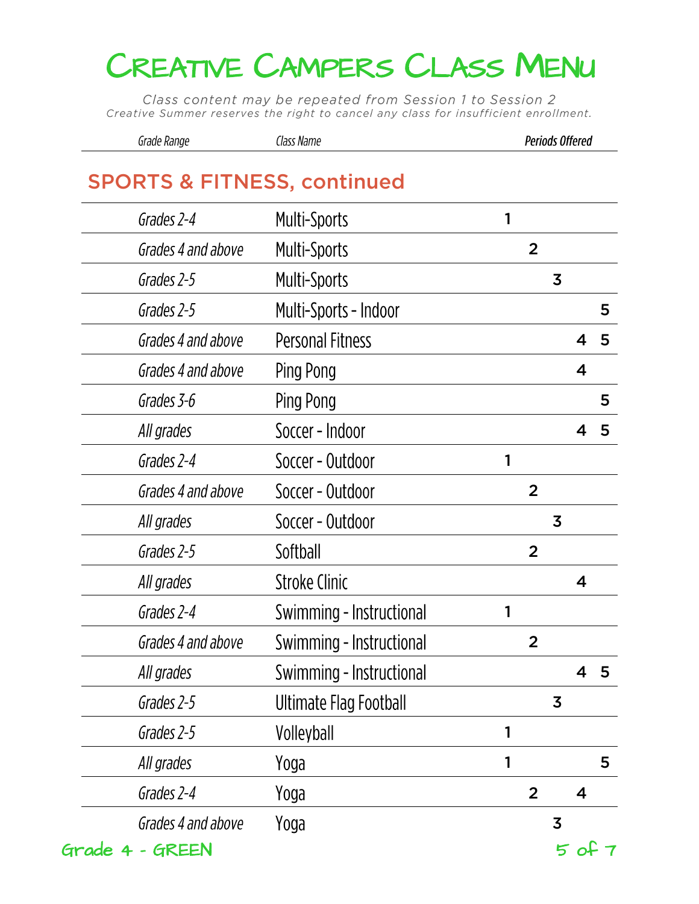# Creative Campers Class Menu

*Class content may be repeated from Session 1 to Session 2*
*Creative Summer reserves the right to cancel any class for insufficient enrollment.*

## SPORTS & FITNESS, continued

| Grade Range | Class Name | Periods Offered | | | | |
|---|---|---|---|---|---|---|
| Grades 2-4 | Multi-Sports | 1 | | | | |
| Grades 4 and above | Multi-Sports | | 2 | | | |
| Grades 2-5 | Multi-Sports | | | 3 | | |
| Grades 2-5 | Multi-Sports - Indoor | | | | | 5 |
| Grades 4 and above | Personal Fitness | | | | 4 | 5 |
| Grades 4 and above | Ping Pong | | | | 4 | |
| Grades 3-6 | Ping Pong | | | | | 5 |
| All grades | Soccer - Indoor | | | | 4 | 5 |
| Grades 2-4 | Soccer - Outdoor | 1 | | | | |
| Grades 4 and above | Soccer - Outdoor | | 2 | | | |
| All grades | Soccer - Outdoor | | | 3 | | |
| Grades 2-5 | Softball | | 2 | | | |
| All grades | Stroke Clinic | | | | 4 | |
| Grades 2-4 | Swimming - Instructional | 1 | | | | |
| Grades 4 and above | Swimming - Instructional | | 2 | | | |
| All grades | Swimming - Instructional | | | | 4 | 5 |
| Grades 2-5 | Ultimate Flag Football | | | 3 | | |
| Grades 2-5 | Volleyball | 1 | | | | |
| All grades | Yoga | 1 | | | | 5 |
| Grades 2-4 | Yoga | | 2 | | 4 | |
| Grades 4 and above | Yoga | | | 3 | | |

Grade 4 - GREEN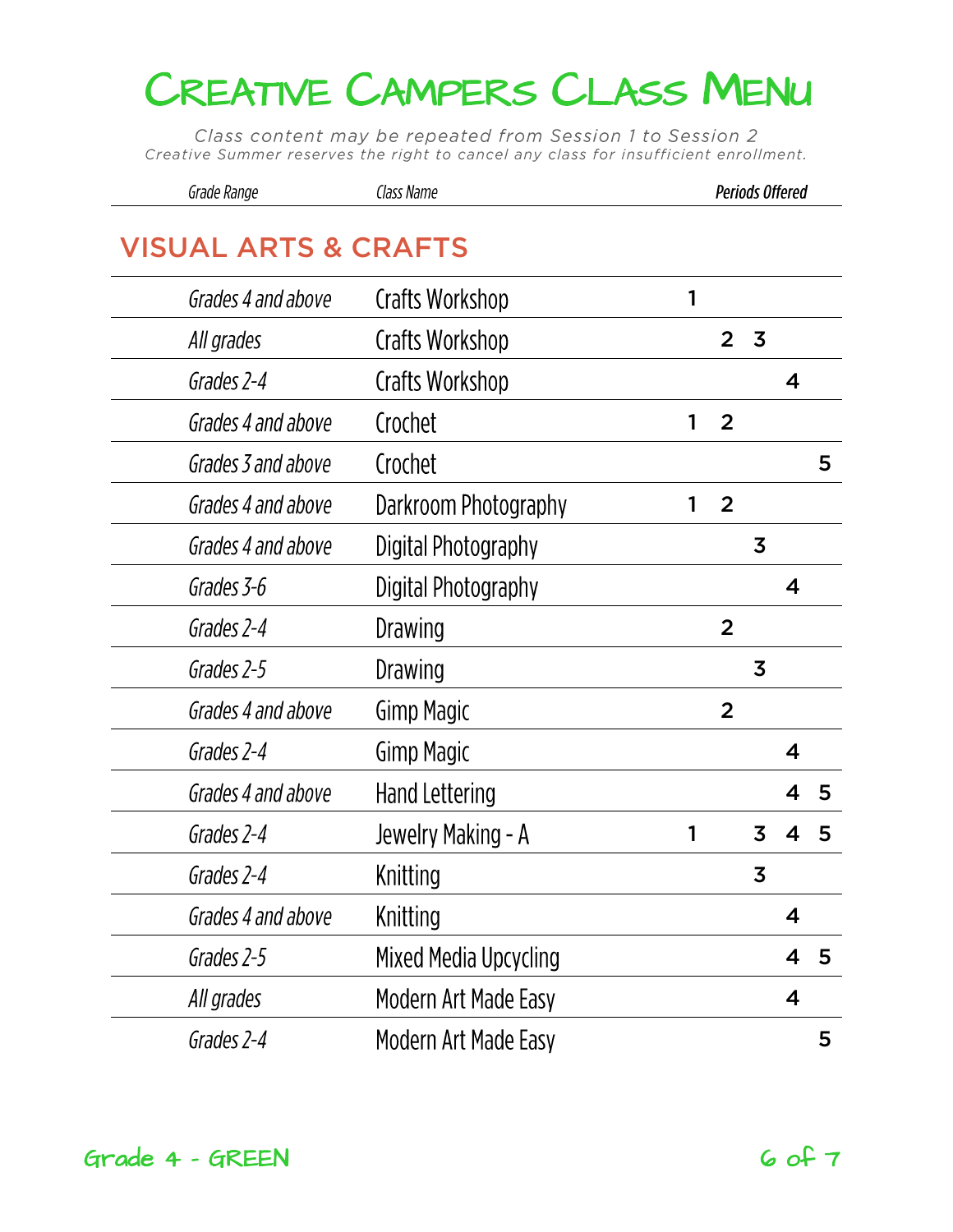# Creative Campers Class Menu

*Class content may be repeated from Session 1 to Session 2*
*Creative Summer reserves the right to cancel any class for insufficient enrollment.*

## VISUAL ARTS & CRAFTS

| Grade Range | Class Name | Periods Offered | | | | |
|---|---|---|---|---|---|---|
| *Grades 4 and above* | Crafts Workshop | 1 | | | | |
| *All grades* | Crafts Workshop | | 2 | 3 | | |
| *Grades 2-4* | Crafts Workshop | | | | 4 | |
| *Grades 4 and above* | Crochet | 1 | 2 | | | |
| *Grades 3 and above* | Crochet | | | | | 5 |
| *Grades 4 and above* | Darkroom Photography | 1 | 2 | | | |
| *Grades 4 and above* | Digital Photography | | | 3 | | |
| *Grades 3-6* | Digital Photography | | | | 4 | |
| *Grades 2-4* | Drawing | | 2 | | | |
| *Grades 2-5* | Drawing | | | 3 | | |
| *Grades 4 and above* | Gimp Magic | | 2 | | | |
| *Grades 2-4* | Gimp Magic | | | | 4 | |
| *Grades 4 and above* | Hand Lettering | | | | 4 | 5 |
| *Grades 2-4* | Jewelry Making - A | 1 | | 3 | 4 | 5 |
| *Grades 2-4* | Knitting | | | 3 | | |
| *Grades 4 and above* | Knitting | | | | 4 | |
| *Grades 2-5* | Mixed Media Upcycling | | | | 4 | 5 |
| *All grades* | Modern Art Made Easy | | | | 4 | |
| *Grades 2-4* | Modern Art Made Easy | | | | | 5 |

Grade 4 - GREEN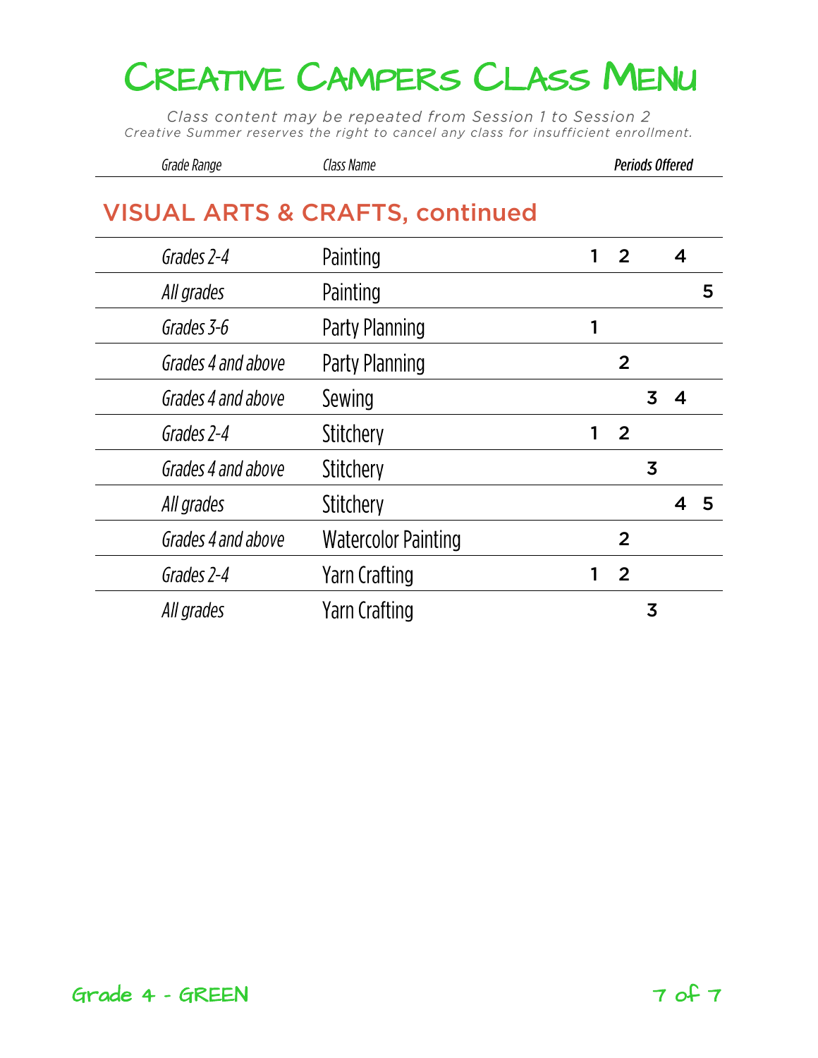# Creative Campers Class Menu

*Class content may be repeated from Session 1 to Session 2*
*Creative Summer reserves the right to cancel any class for insufficient enrollment.*

## VISUAL ARTS & CRAFTS, continued

| Grade Range | Class Name | Periods Offered | | | | |
|---|---|---|---|---|---|---|
| Grades 2-4 | Painting | 1 | 2 | | 4 | |
| All grades | Painting | | | | | 5 |
| Grades 3-6 | Party Planning | 1 | | | | |
| Grades 4 and above | Party Planning | | 2 | | | |
| Grades 4 and above | Sewing | | | 3 | 4 | |
| Grades 2-4 | Stitchery | 1 | 2 | | | |
| Grades 4 and above | Stitchery | | | 3 | | |
| All grades | Stitchery | | | | 4 | 5 |
| Grades 4 and above | Watercolor Painting | | 2 | | | |
| Grades 2-4 | Yarn Crafting | 1 | 2 | | | |
| All grades | Yarn Crafting | | | 3 | | |

Grade 4 - GREEN